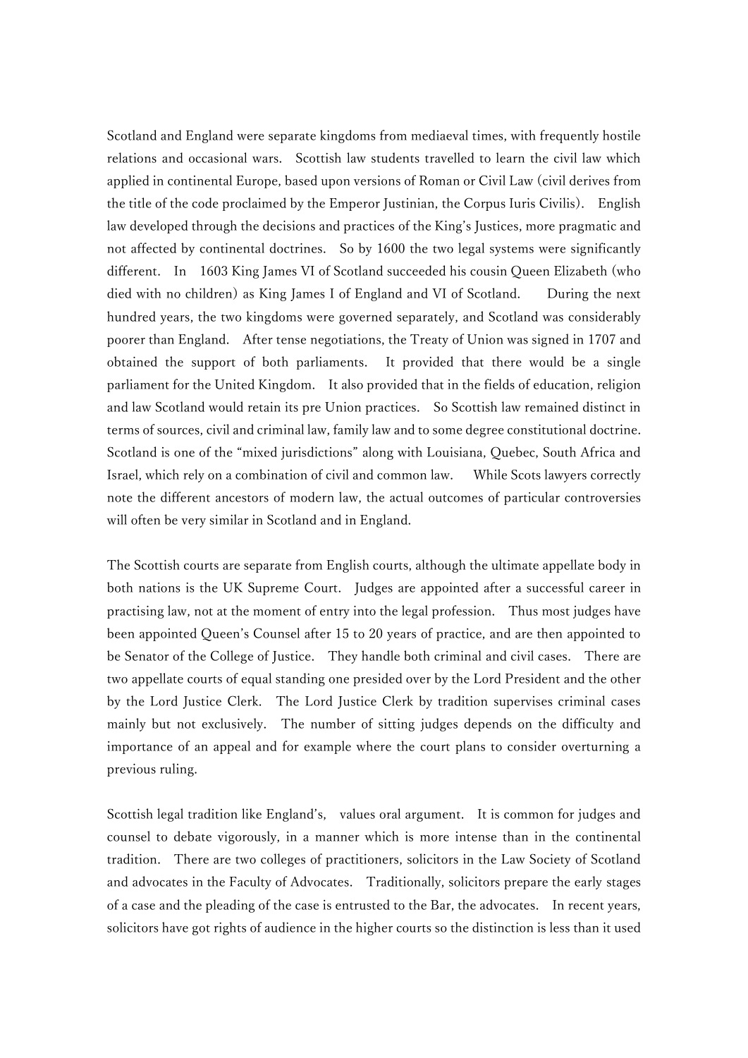Scotland and England were separate kingdoms from mediaeval times, with frequently hostile relations and occasional wars. Scottish law students travelled to learn the civil law which applied in continental Europe, based upon versions of Roman or Civil Law (civil derives from the title of the code proclaimed by the Emperor Justinian, the Corpus Iuris Civilis). English law developed through the decisions and practices of the King's Justices, more pragmatic and not affected by continental doctrines. So by 1600 the two legal systems were significantly different. In 1603 King James VI of Scotland succeeded his cousin Queen Elizabeth (who died with no children) as King James I of England and VI of Scotland. During the next hundred years, the two kingdoms were governed separately, and Scotland was considerably poorer than England. After tense negotiations, the Treaty of Union was signed in 1707 and obtained the support of both parliaments. It provided that there would be a single parliament for the United Kingdom. It also provided that in the fields of education, religion and law Scotland would retain its pre Union practices. So Scottish law remained distinct in terms of sources, civil and criminal law, family law and to some degree constitutional doctrine. Scotland is one of the "mixed jurisdictions" along with Louisiana, Quebec, South Africa and Israel, which rely on a combination of civil and common law. While Scots lawyers correctly note the different ancestors of modern law, the actual outcomes of particular controversies will often be very similar in Scotland and in England.

The Scottish courts are separate from English courts, although the ultimate appellate body in both nations is the UK Supreme Court. Judges are appointed after a successful career in practising law, not at the moment of entry into the legal profession. Thus most judges have been appointed Queen's Counsel after 15 to 20 years of practice, and are then appointed to be Senator of the College of Justice. They handle both criminal and civil cases. There are two appellate courts of equal standing one presided over by the Lord President and the other by the Lord Justice Clerk. The Lord Justice Clerk by tradition supervises criminal cases mainly but not exclusively. The number of sitting judges depends on the difficulty and importance of an appeal and for example where the court plans to consider overturning a previous ruling.

Scottish legal tradition like England's, values oral argument. It is common for judges and counsel to debate vigorously, in a manner which is more intense than in the continental tradition. There are two colleges of practitioners, solicitors in the Law Society of Scotland and advocates in the Faculty of Advocates. Traditionally, solicitors prepare the early stages of a case and the pleading of the case is entrusted to the Bar, the advocates. In recent years, solicitors have got rights of audience in the higher courts so the distinction is less than it used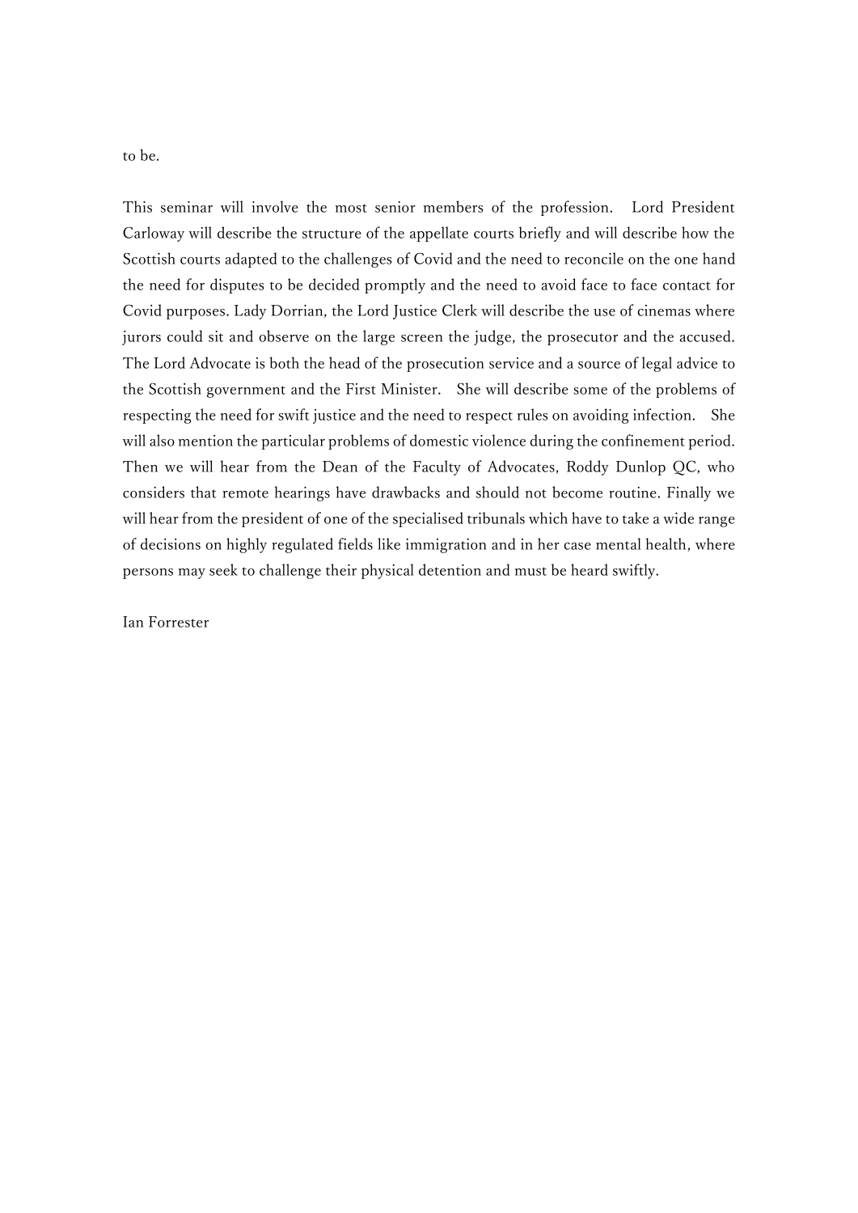to be.

This seminar will involve the most senior members of the profession. Lord President Carloway will describe the structure of the appellate courts briefly and will describe how the Scottish courts adapted to the challenges of Covid and the need to reconcile on the one hand the need for disputes to be decided promptly and the need to avoid face to face contact for Covid purposes. Lady Dorrian, the Lord Justice Clerk will describe the use of cinemas where jurors could sit and observe on the large screen the judge, the prosecutor and the accused. The Lord Advocate is both the head of the prosecution service and a source of legal advice to the Scottish government and the First Minister. She will describe some of the problems of respecting the need for swift justice and the need to respect rules on avoiding infection. She will also mention the particular problems of domestic violence during the confinement period. Then we will hear from the Dean of the Faculty of Advocates, Roddy Dunlop QC, who considers that remote hearings have drawbacks and should not become routine. Finally we will hear from the president of one of the specialised tribunals which have to take a wide range of decisions on highly regulated fields like immigration and in her case mental health, where persons may seek to challenge their physical detention and must be heard swiftly.

Ian Forrester